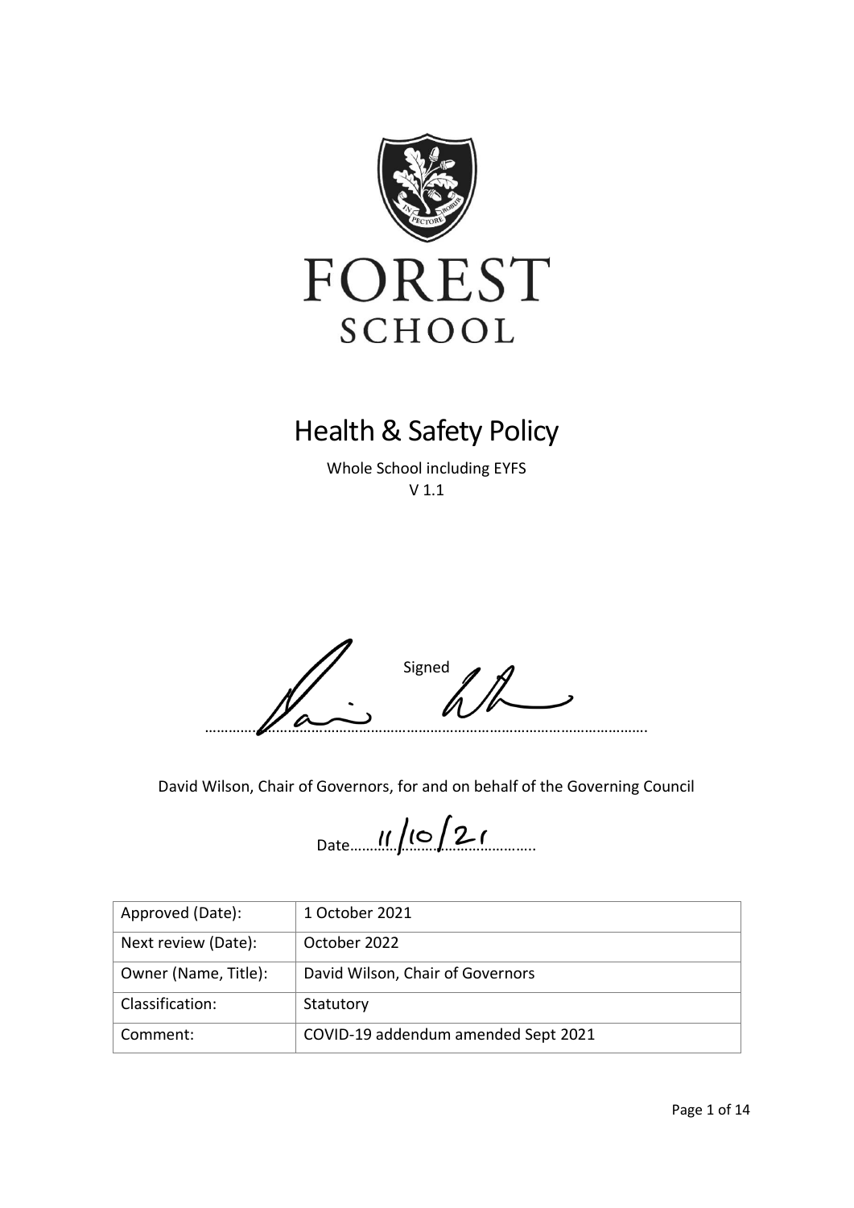FOREST

SCHOOL

# Health & Safety Policy

Whole School including EYFS

V 1.1

Signed ……………………………………………………………………………………………….

David Wilson, Chair of Governors, for and on behalf of the Governing Council

Date 11/10/21

| Approved (Date): | 1 October 2021 |
|---|---|
| Next review (Date): | October 2022 |
| Owner (Name, Title): | David Wilson, Chair of Governors |
| Classification: | Statutory |
| Comment: | COVID-19 addendum amended Sept 2021 |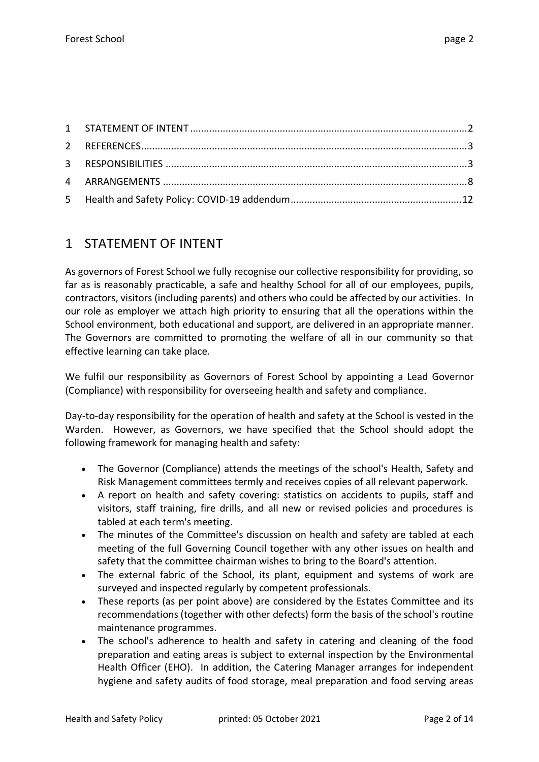1 STATEMENT OF INTENT ....2
2 REFERENCES....3
3 RESPONSIBILITIES ....3
4 ARRANGEMENTS ....8
5 Health and Safety Policy: COVID-19 addendum....12

# 1 STATEMENT OF INTENT

As governors of Forest School we fully recognise our collective responsibility for providing, so far as is reasonably practicable, a safe and healthy School for all of our employees, pupils, contractors, visitors (including parents) and others who could be affected by our activities. In our role as employer we attach high priority to ensuring that all the operations within the School environment, both educational and support, are delivered in an appropriate manner. The Governors are committed to promoting the welfare of all in our community so that effective learning can take place.

We fulfil our responsibility as Governors of Forest School by appointing a Lead Governor (Compliance) with responsibility for overseeing health and safety and compliance.

Day-to-day responsibility for the operation of health and safety at the School is vested in the Warden. However, as Governors, we have specified that the School should adopt the following framework for managing health and safety:

- The Governor (Compliance) attends the meetings of the school's Health, Safety and Risk Management committees termly and receives copies of all relevant paperwork.
- A report on health and safety covering: statistics on accidents to pupils, staff and visitors, staff training, fire drills, and all new or revised policies and procedures is tabled at each term's meeting.
- The minutes of the Committee's discussion on health and safety are tabled at each meeting of the full Governing Council together with any other issues on health and safety that the committee chairman wishes to bring to the Board's attention.
- The external fabric of the School, its plant, equipment and systems of work are surveyed and inspected regularly by competent professionals.
- These reports (as per point above) are considered by the Estates Committee and its recommendations (together with other defects) form the basis of the school's routine maintenance programmes.
- The school's adherence to health and safety in catering and cleaning of the food preparation and eating areas is subject to external inspection by the Environmental Health Officer (EHO). In addition, the Catering Manager arranges for independent hygiene and safety audits of food storage, meal preparation and food serving areas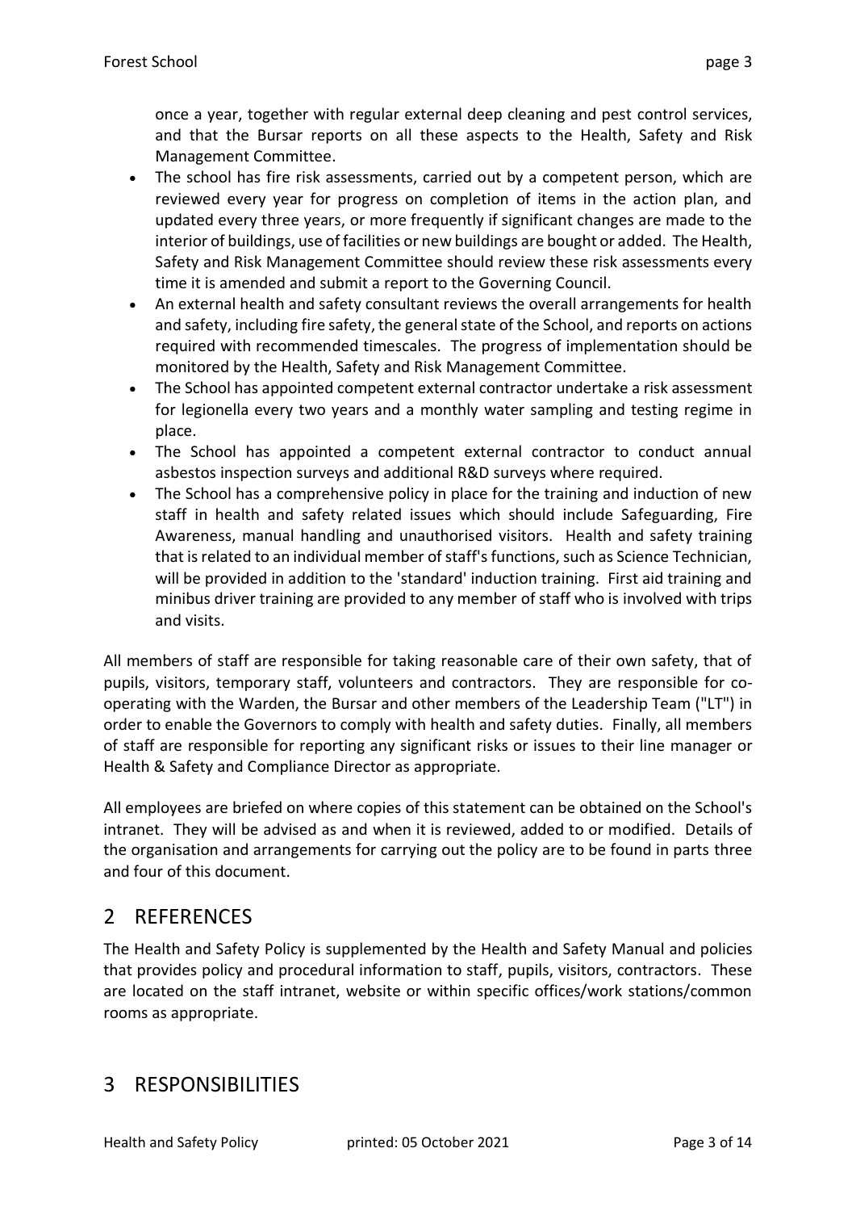once a year, together with regular external deep cleaning and pest control services, and that the Bursar reports on all these aspects to the Health, Safety and Risk Management Committee.

- The school has fire risk assessments, carried out by a competent person, which are reviewed every year for progress on completion of items in the action plan, and updated every three years, or more frequently if significant changes are made to the interior of buildings, use of facilities or new buildings are bought or added. The Health, Safety and Risk Management Committee should review these risk assessments every time it is amended and submit a report to the Governing Council.
- An external health and safety consultant reviews the overall arrangements for health and safety, including fire safety, the general state of the School, and reports on actions required with recommended timescales. The progress of implementation should be monitored by the Health, Safety and Risk Management Committee.
- The School has appointed competent external contractor undertake a risk assessment for legionella every two years and a monthly water sampling and testing regime in place.
- The School has appointed a competent external contractor to conduct annual asbestos inspection surveys and additional R&D surveys where required.
- The School has a comprehensive policy in place for the training and induction of new staff in health and safety related issues which should include Safeguarding, Fire Awareness, manual handling and unauthorised visitors. Health and safety training that is related to an individual member of staff's functions, such as Science Technician, will be provided in addition to the 'standard' induction training. First aid training and minibus driver training are provided to any member of staff who is involved with trips and visits.

All members of staff are responsible for taking reasonable care of their own safety, that of pupils, visitors, temporary staff, volunteers and contractors. They are responsible for co-operating with the Warden, the Bursar and other members of the Leadership Team ("LT") in order to enable the Governors to comply with health and safety duties. Finally, all members of staff are responsible for reporting any significant risks or issues to their line manager or Health & Safety and Compliance Director as appropriate.

All employees are briefed on where copies of this statement can be obtained on the School's intranet. They will be advised as and when it is reviewed, added to or modified. Details of the organisation and arrangements for carrying out the policy are to be found in parts three and four of this document.

# 2 REFERENCES

The Health and Safety Policy is supplemented by the Health and Safety Manual and policies that provides policy and procedural information to staff, pupils, visitors, contractors. These are located on the staff intranet, website or within specific offices/work stations/common rooms as appropriate.

# 3 RESPONSIBILITIES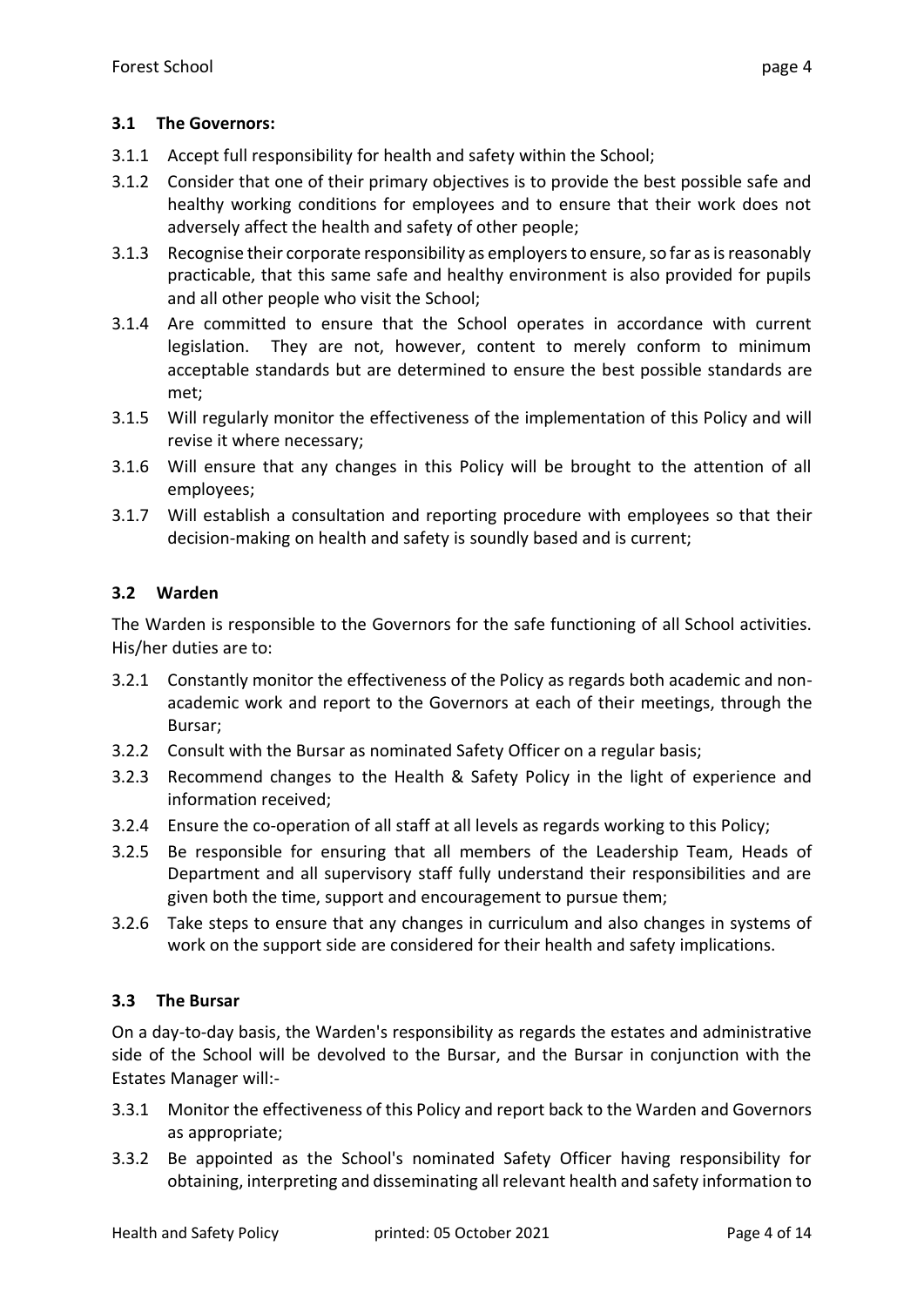### 3.1 The Governors:

3.1.1 Accept full responsibility for health and safety within the School;

3.1.2 Consider that one of their primary objectives is to provide the best possible safe and healthy working conditions for employees and to ensure that their work does not adversely affect the health and safety of other people;

3.1.3 Recognise their corporate responsibility as employers to ensure, so far as is reasonably practicable, that this same safe and healthy environment is also provided for pupils and all other people who visit the School;

3.1.4 Are committed to ensure that the School operates in accordance with current legislation. They are not, however, content to merely conform to minimum acceptable standards but are determined to ensure the best possible standards are met;

3.1.5 Will regularly monitor the effectiveness of the implementation of this Policy and will revise it where necessary;

3.1.6 Will ensure that any changes in this Policy will be brought to the attention of all employees;

3.1.7 Will establish a consultation and reporting procedure with employees so that their decision-making on health and safety is soundly based and is current;

### 3.2 Warden

The Warden is responsible to the Governors for the safe functioning of all School activities. His/her duties are to:

3.2.1 Constantly monitor the effectiveness of the Policy as regards both academic and non-academic work and report to the Governors at each of their meetings, through the Bursar;

3.2.2 Consult with the Bursar as nominated Safety Officer on a regular basis;

3.2.3 Recommend changes to the Health & Safety Policy in the light of experience and information received;

3.2.4 Ensure the co-operation of all staff at all levels as regards working to this Policy;

3.2.5 Be responsible for ensuring that all members of the Leadership Team, Heads of Department and all supervisory staff fully understand their responsibilities and are given both the time, support and encouragement to pursue them;

3.2.6 Take steps to ensure that any changes in curriculum and also changes in systems of work on the support side are considered for their health and safety implications.

### 3.3 The Bursar

On a day-to-day basis, the Warden's responsibility as regards the estates and administrative side of the School will be devolved to the Bursar, and the Bursar in conjunction with the Estates Manager will:-

3.3.1 Monitor the effectiveness of this Policy and report back to the Warden and Governors as appropriate;

3.3.2 Be appointed as the School's nominated Safety Officer having responsibility for obtaining, interpreting and disseminating all relevant health and safety information to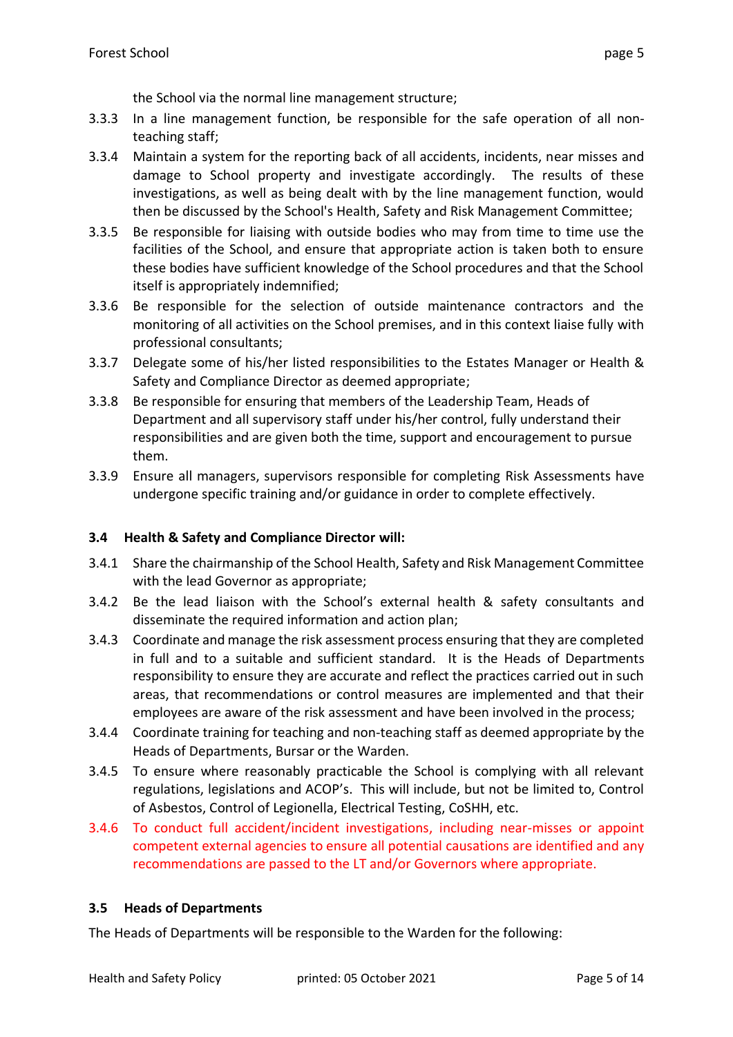the School via the normal line management structure;

3.3.3 In a line management function, be responsible for the safe operation of all non-teaching staff;

3.3.4 Maintain a system for the reporting back of all accidents, incidents, near misses and damage to School property and investigate accordingly. The results of these investigations, as well as being dealt with by the line management function, would then be discussed by the School's Health, Safety and Risk Management Committee;

3.3.5 Be responsible for liaising with outside bodies who may from time to time use the facilities of the School, and ensure that appropriate action is taken both to ensure these bodies have sufficient knowledge of the School procedures and that the School itself is appropriately indemnified;

3.3.6 Be responsible for the selection of outside maintenance contractors and the monitoring of all activities on the School premises, and in this context liaise fully with professional consultants;

3.3.7 Delegate some of his/her listed responsibilities to the Estates Manager or Health & Safety and Compliance Director as deemed appropriate;

3.3.8 Be responsible for ensuring that members of the Leadership Team, Heads of Department and all supervisory staff under his/her control, fully understand their responsibilities and are given both the time, support and encouragement to pursue them.

3.3.9 Ensure all managers, supervisors responsible for completing Risk Assessments have undergone specific training and/or guidance in order to complete effectively.

### 3.4 Health & Safety and Compliance Director will:

3.4.1 Share the chairmanship of the School Health, Safety and Risk Management Committee with the lead Governor as appropriate;

3.4.2 Be the lead liaison with the School's external health & safety consultants and disseminate the required information and action plan;

3.4.3 Coordinate and manage the risk assessment process ensuring that they are completed in full and to a suitable and sufficient standard. It is the Heads of Departments responsibility to ensure they are accurate and reflect the practices carried out in such areas, that recommendations or control measures are implemented and that their employees are aware of the risk assessment and have been involved in the process;

3.4.4 Coordinate training for teaching and non-teaching staff as deemed appropriate by the Heads of Departments, Bursar or the Warden.

3.4.5 To ensure where reasonably practicable the School is complying with all relevant regulations, legislations and ACOP's. This will include, but not be limited to, Control of Asbestos, Control of Legionella, Electrical Testing, CoSHH, etc.

3.4.6 To conduct full accident/incident investigations, including near-misses or appoint competent external agencies to ensure all potential causations are identified and any recommendations are passed to the LT and/or Governors where appropriate.

### 3.5 Heads of Departments

The Heads of Departments will be responsible to the Warden for the following: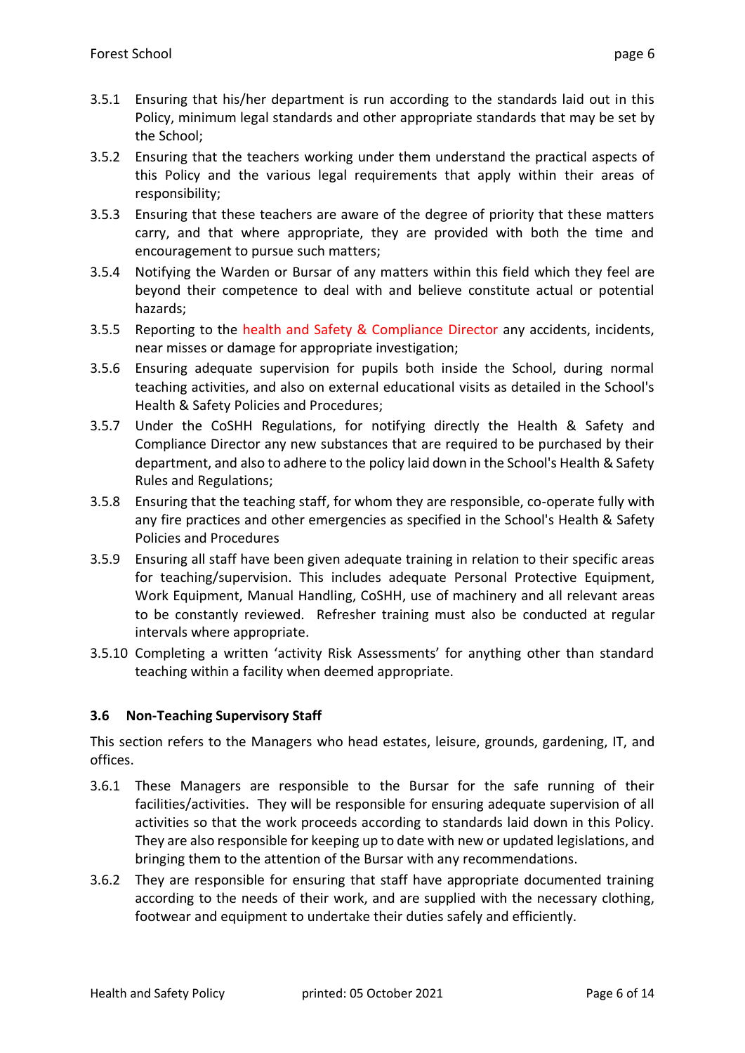3.5.1 Ensuring that his/her department is run according to the standards laid out in this Policy, minimum legal standards and other appropriate standards that may be set by the School;

3.5.2 Ensuring that the teachers working under them understand the practical aspects of this Policy and the various legal requirements that apply within their areas of responsibility;

3.5.3 Ensuring that these teachers are aware of the degree of priority that these matters carry, and that where appropriate, they are provided with both the time and encouragement to pursue such matters;

3.5.4 Notifying the Warden or Bursar of any matters within this field which they feel are beyond their competence to deal with and believe constitute actual or potential hazards;

3.5.5 Reporting to the health and Safety & Compliance Director any accidents, incidents, near misses or damage for appropriate investigation;

3.5.6 Ensuring adequate supervision for pupils both inside the School, during normal teaching activities, and also on external educational visits as detailed in the School's Health & Safety Policies and Procedures;

3.5.7 Under the CoSHH Regulations, for notifying directly the Health & Safety and Compliance Director any new substances that are required to be purchased by their department, and also to adhere to the policy laid down in the School's Health & Safety Rules and Regulations;

3.5.8 Ensuring that the teaching staff, for whom they are responsible, co-operate fully with any fire practices and other emergencies as specified in the School's Health & Safety Policies and Procedures

3.5.9 Ensuring all staff have been given adequate training in relation to their specific areas for teaching/supervision. This includes adequate Personal Protective Equipment, Work Equipment, Manual Handling, CoSHH, use of machinery and all relevant areas to be constantly reviewed. Refresher training must also be conducted at regular intervals where appropriate.

3.5.10 Completing a written 'activity Risk Assessments' for anything other than standard teaching within a facility when deemed appropriate.

### 3.6 Non-Teaching Supervisory Staff

This section refers to the Managers who head estates, leisure, grounds, gardening, IT, and offices.

3.6.1 These Managers are responsible to the Bursar for the safe running of their facilities/activities. They will be responsible for ensuring adequate supervision of all activities so that the work proceeds according to standards laid down in this Policy. They are also responsible for keeping up to date with new or updated legislations, and bringing them to the attention of the Bursar with any recommendations.

3.6.2 They are responsible for ensuring that staff have appropriate documented training according to the needs of their work, and are supplied with the necessary clothing, footwear and equipment to undertake their duties safely and efficiently.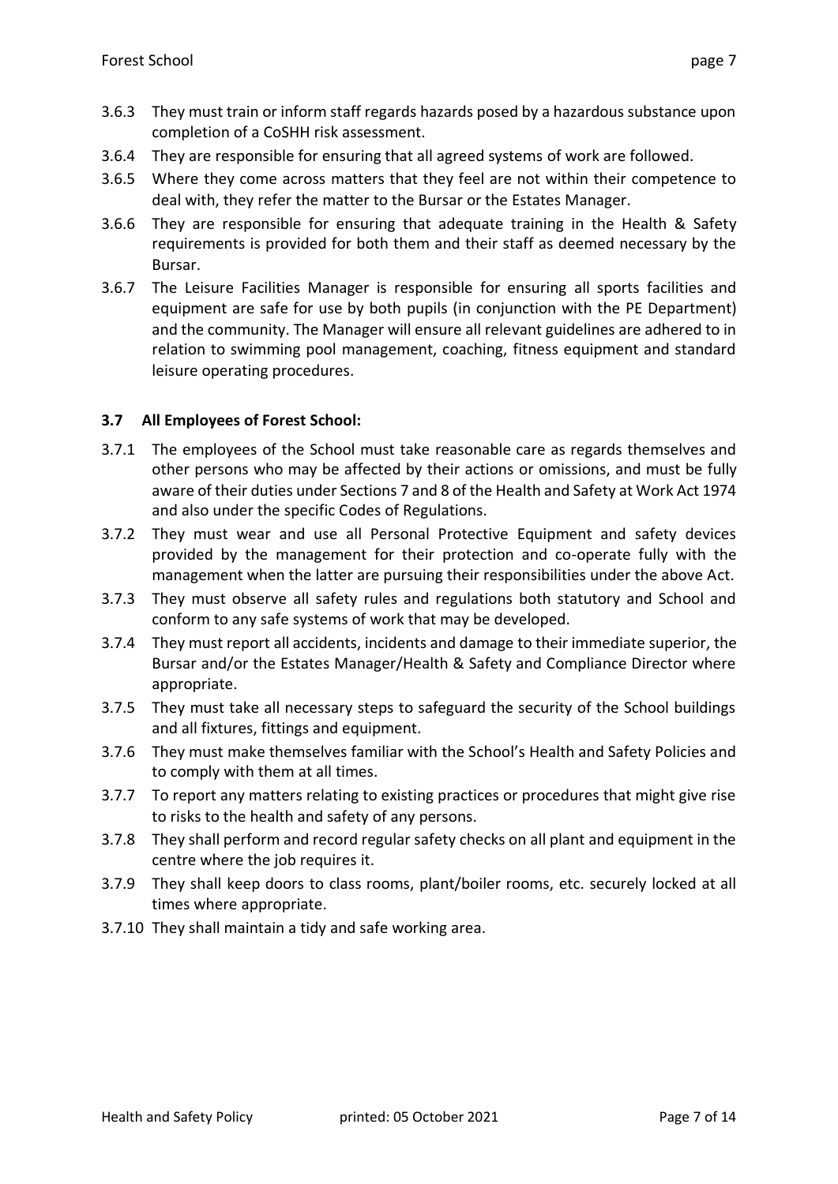3.6.3 They must train or inform staff regards hazards posed by a hazardous substance upon completion of a CoSHH risk assessment.

3.6.4 They are responsible for ensuring that all agreed systems of work are followed.

3.6.5 Where they come across matters that they feel are not within their competence to deal with, they refer the matter to the Bursar or the Estates Manager.

3.6.6 They are responsible for ensuring that adequate training in the Health & Safety requirements is provided for both them and their staff as deemed necessary by the Bursar.

3.6.7 The Leisure Facilities Manager is responsible for ensuring all sports facilities and equipment are safe for use by both pupils (in conjunction with the PE Department) and the community. The Manager will ensure all relevant guidelines are adhered to in relation to swimming pool management, coaching, fitness equipment and standard leisure operating procedures.

### 3.7 All Employees of Forest School:

3.7.1 The employees of the School must take reasonable care as regards themselves and other persons who may be affected by their actions or omissions, and must be fully aware of their duties under Sections 7 and 8 of the Health and Safety at Work Act 1974 and also under the specific Codes of Regulations.

3.7.2 They must wear and use all Personal Protective Equipment and safety devices provided by the management for their protection and co-operate fully with the management when the latter are pursuing their responsibilities under the above Act.

3.7.3 They must observe all safety rules and regulations both statutory and School and conform to any safe systems of work that may be developed.

3.7.4 They must report all accidents, incidents and damage to their immediate superior, the Bursar and/or the Estates Manager/Health & Safety and Compliance Director where appropriate.

3.7.5 They must take all necessary steps to safeguard the security of the School buildings and all fixtures, fittings and equipment.

3.7.6 They must make themselves familiar with the School's Health and Safety Policies and to comply with them at all times.

3.7.7 To report any matters relating to existing practices or procedures that might give rise to risks to the health and safety of any persons.

3.7.8 They shall perform and record regular safety checks on all plant and equipment in the centre where the job requires it.

3.7.9 They shall keep doors to class rooms, plant/boiler rooms, etc. securely locked at all times where appropriate.

3.7.10 They shall maintain a tidy and safe working area.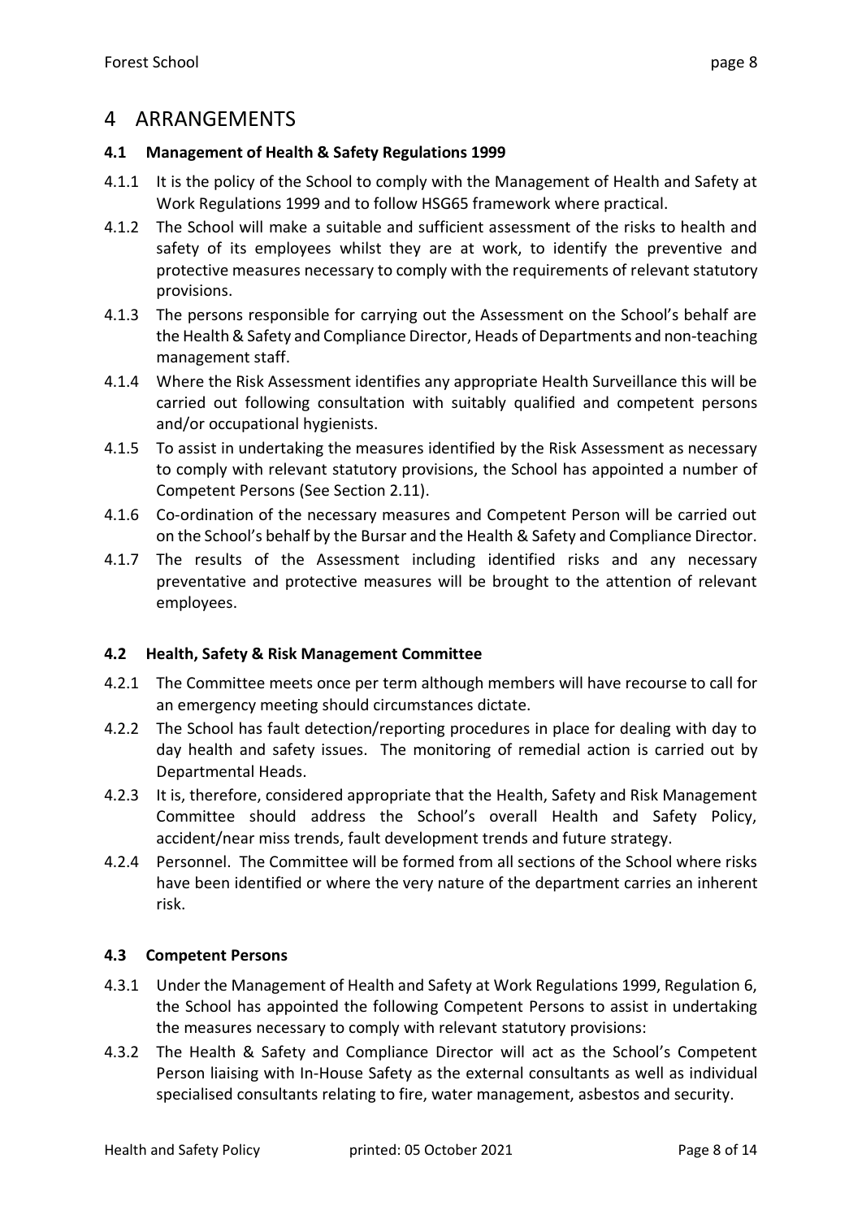# 4 ARRANGEMENTS

### 4.1 Management of Health & Safety Regulations 1999

4.1.1 It is the policy of the School to comply with the Management of Health and Safety at Work Regulations 1999 and to follow HSG65 framework where practical.

4.1.2 The School will make a suitable and sufficient assessment of the risks to health and safety of its employees whilst they are at work, to identify the preventive and protective measures necessary to comply with the requirements of relevant statutory provisions.

4.1.3 The persons responsible for carrying out the Assessment on the School's behalf are the Health & Safety and Compliance Director, Heads of Departments and non-teaching management staff.

4.1.4 Where the Risk Assessment identifies any appropriate Health Surveillance this will be carried out following consultation with suitably qualified and competent persons and/or occupational hygienists.

4.1.5 To assist in undertaking the measures identified by the Risk Assessment as necessary to comply with relevant statutory provisions, the School has appointed a number of Competent Persons (See Section 2.11).

4.1.6 Co-ordination of the necessary measures and Competent Person will be carried out on the School's behalf by the Bursar and the Health & Safety and Compliance Director.

4.1.7 The results of the Assessment including identified risks and any necessary preventative and protective measures will be brought to the attention of relevant employees.

### 4.2 Health, Safety & Risk Management Committee

4.2.1 The Committee meets once per term although members will have recourse to call for an emergency meeting should circumstances dictate.

4.2.2 The School has fault detection/reporting procedures in place for dealing with day to day health and safety issues. The monitoring of remedial action is carried out by Departmental Heads.

4.2.3 It is, therefore, considered appropriate that the Health, Safety and Risk Management Committee should address the School's overall Health and Safety Policy, accident/near miss trends, fault development trends and future strategy.

4.2.4 Personnel. The Committee will be formed from all sections of the School where risks have been identified or where the very nature of the department carries an inherent risk.

### 4.3 Competent Persons

4.3.1 Under the Management of Health and Safety at Work Regulations 1999, Regulation 6, the School has appointed the following Competent Persons to assist in undertaking the measures necessary to comply with relevant statutory provisions:

4.3.2 The Health & Safety and Compliance Director will act as the School's Competent Person liaising with In-House Safety as the external consultants as well as individual specialised consultants relating to fire, water management, asbestos and security.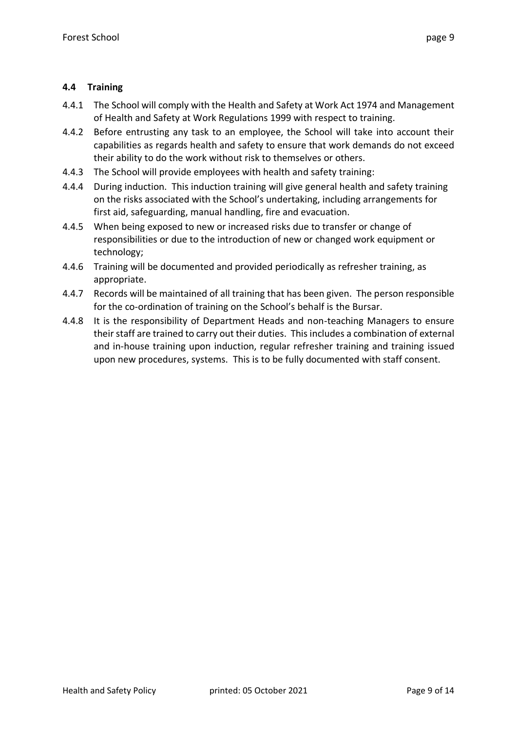### 4.4 Training

4.4.1 The School will comply with the Health and Safety at Work Act 1974 and Management of Health and Safety at Work Regulations 1999 with respect to training.

4.4.2 Before entrusting any task to an employee, the School will take into account their capabilities as regards health and safety to ensure that work demands do not exceed their ability to do the work without risk to themselves or others.

4.4.3 The School will provide employees with health and safety training:

4.4.4 During induction. This induction training will give general health and safety training on the risks associated with the School's undertaking, including arrangements for first aid, safeguarding, manual handling, fire and evacuation.

4.4.5 When being exposed to new or increased risks due to transfer or change of responsibilities or due to the introduction of new or changed work equipment or technology;

4.4.6 Training will be documented and provided periodically as refresher training, as appropriate.

4.4.7 Records will be maintained of all training that has been given. The person responsible for the co-ordination of training on the School's behalf is the Bursar.

4.4.8 It is the responsibility of Department Heads and non-teaching Managers to ensure their staff are trained to carry out their duties. This includes a combination of external and in-house training upon induction, regular refresher training and training issued upon new procedures, systems. This is to be fully documented with staff consent.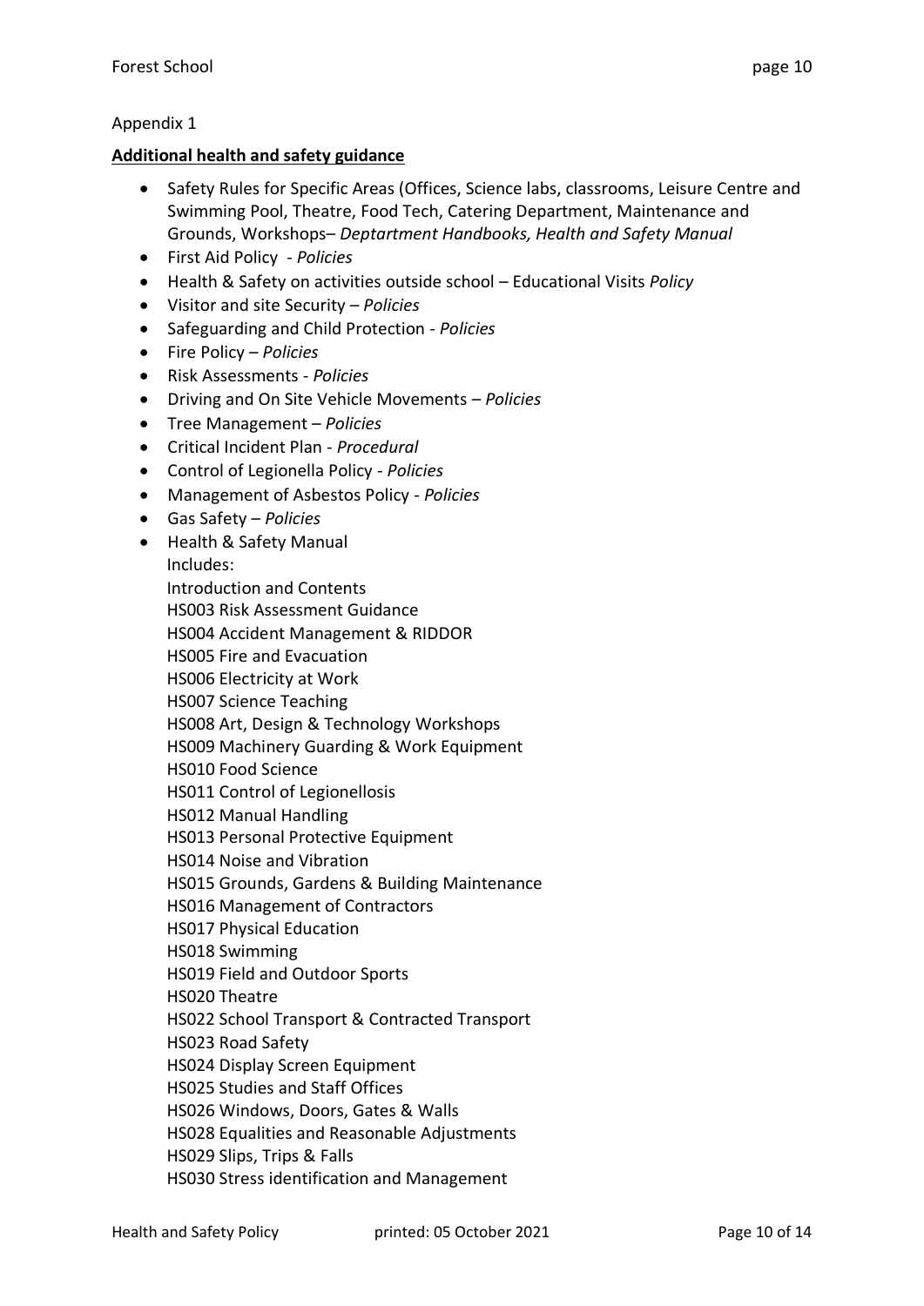Appendix 1

## **Additional health and safety guidance**

- Safety Rules for Specific Areas (Offices, Science labs, classrooms, Leisure Centre and Swimming Pool, Theatre, Food Tech, Catering Department, Maintenance and Grounds, Workshops– *Deptartment Handbooks, Health and Safety Manual*
- First Aid Policy - *Policies*
- Health & Safety on activities outside school – Educational Visits *Policy*
- Visitor and site Security – *Policies*
- Safeguarding and Child Protection - *Policies*
- Fire Policy – *Policies*
- Risk Assessments - *Policies*
- Driving and On Site Vehicle Movements – *Policies*
- Tree Management – *Policies*
- Critical Incident Plan - *Procedural*
- Control of Legionella Policy - *Policies*
- Management of Asbestos Policy - *Policies*
- Gas Safety – *Policies*
- Health & Safety Manual
  Includes:
  Introduction and Contents
  HS003 Risk Assessment Guidance
  HS004 Accident Management & RIDDOR
  HS005 Fire and Evacuation
  HS006 Electricity at Work
  HS007 Science Teaching
  HS008 Art, Design & Technology Workshops
  HS009 Machinery Guarding & Work Equipment
  HS010 Food Science
  HS011 Control of Legionellosis
  HS012 Manual Handling
  HS013 Personal Protective Equipment
  HS014 Noise and Vibration
  HS015 Grounds, Gardens & Building Maintenance
  HS016 Management of Contractors
  HS017 Physical Education
  HS018 Swimming
  HS019 Field and Outdoor Sports
  HS020 Theatre
  HS022 School Transport & Contracted Transport
  HS023 Road Safety
  HS024 Display Screen Equipment
  HS025 Studies and Staff Offices
  HS026 Windows, Doors, Gates & Walls
  HS028 Equalities and Reasonable Adjustments
  HS029 Slips, Trips & Falls
  HS030 Stress identification and Management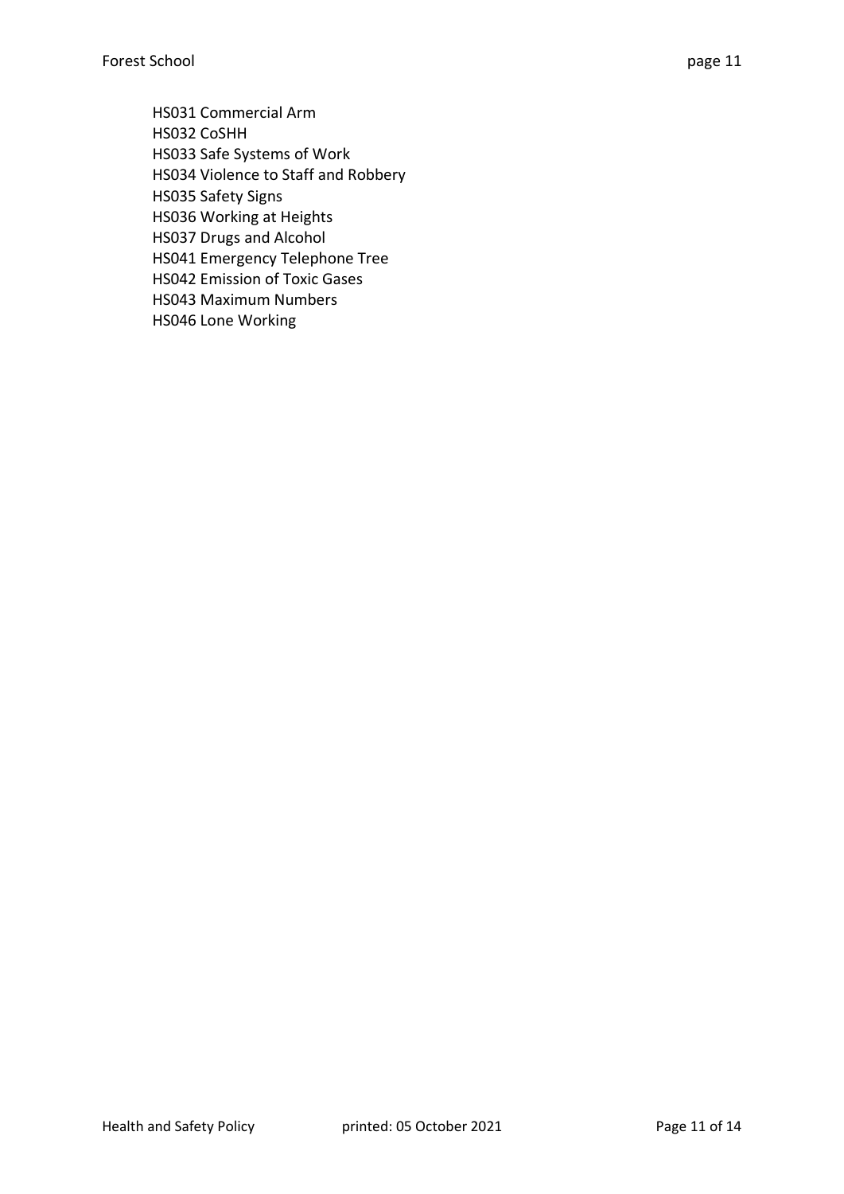HS031 Commercial Arm
HS032 CoSHH
HS033 Safe Systems of Work
HS034 Violence to Staff and Robbery
HS035 Safety Signs
HS036 Working at Heights
HS037 Drugs and Alcohol
HS041 Emergency Telephone Tree
HS042 Emission of Toxic Gases
HS043 Maximum Numbers
HS046 Lone Working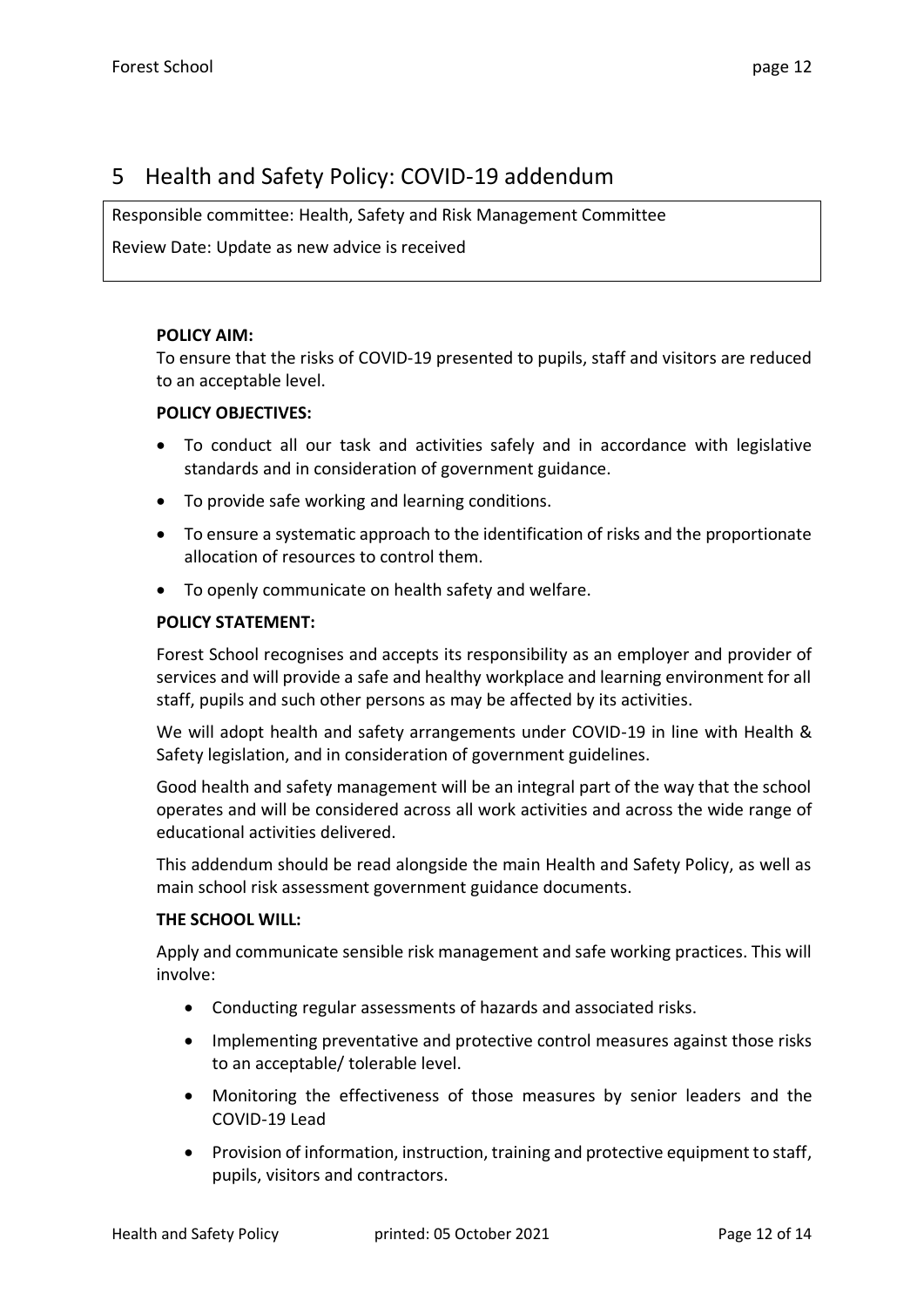# 5 Health and Safety Policy: COVID-19 addendum

Responsible committee: Health, Safety and Risk Management Committee

Review Date: Update as new advice is received

**POLICY AIM:**

To ensure that the risks of COVID-19 presented to pupils, staff and visitors are reduced to an acceptable level.

**POLICY OBJECTIVES:**

- To conduct all our task and activities safely and in accordance with legislative standards and in consideration of government guidance.
- To provide safe working and learning conditions.
- To ensure a systematic approach to the identification of risks and the proportionate allocation of resources to control them.
- To openly communicate on health safety and welfare.

**POLICY STATEMENT:**

Forest School recognises and accepts its responsibility as an employer and provider of services and will provide a safe and healthy workplace and learning environment for all staff, pupils and such other persons as may be affected by its activities.

We will adopt health and safety arrangements under COVID-19 in line with Health & Safety legislation, and in consideration of government guidelines.

Good health and safety management will be an integral part of the way that the school operates and will be considered across all work activities and across the wide range of educational activities delivered.

This addendum should be read alongside the main Health and Safety Policy, as well as main school risk assessment government guidance documents.

**THE SCHOOL WILL:**

Apply and communicate sensible risk management and safe working practices. This will involve:

- Conducting regular assessments of hazards and associated risks.
- Implementing preventative and protective control measures against those risks to an acceptable/ tolerable level.
- Monitoring the effectiveness of those measures by senior leaders and the COVID-19 Lead
- Provision of information, instruction, training and protective equipment to staff, pupils, visitors and contractors.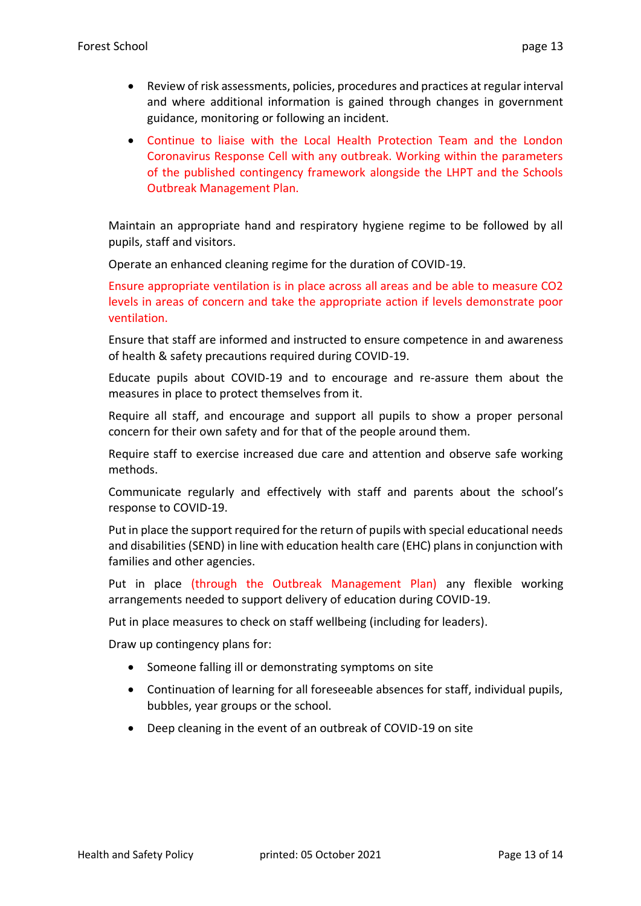- Review of risk assessments, policies, procedures and practices at regular interval and where additional information is gained through changes in government guidance, monitoring or following an incident.
- Continue to liaise with the Local Health Protection Team and the London Coronavirus Response Cell with any outbreak. Working within the parameters of the published contingency framework alongside the LHPT and the Schools Outbreak Management Plan.

Maintain an appropriate hand and respiratory hygiene regime to be followed by all pupils, staff and visitors.

Operate an enhanced cleaning regime for the duration of COVID-19.

Ensure appropriate ventilation is in place across all areas and be able to measure $CO_2$ levels in areas of concern and take the appropriate action if levels demonstrate poor ventilation.

Ensure that staff are informed and instructed to ensure competence in and awareness of health & safety precautions required during COVID-19.

Educate pupils about COVID-19 and to encourage and re-assure them about the measures in place to protect themselves from it.

Require all staff, and encourage and support all pupils to show a proper personal concern for their own safety and for that of the people around them.

Require staff to exercise increased due care and attention and observe safe working methods.

Communicate regularly and effectively with staff and parents about the school's response to COVID-19.

Put in place the support required for the return of pupils with special educational needs and disabilities (SEND) in line with education health care (EHC) plans in conjunction with families and other agencies.

Put in place (through the Outbreak Management Plan) any flexible working arrangements needed to support delivery of education during COVID-19.

Put in place measures to check on staff wellbeing (including for leaders).

Draw up contingency plans for:

- Someone falling ill or demonstrating symptoms on site
- Continuation of learning for all foreseeable absences for staff, individual pupils, bubbles, year groups or the school.
- Deep cleaning in the event of an outbreak of COVID-19 on site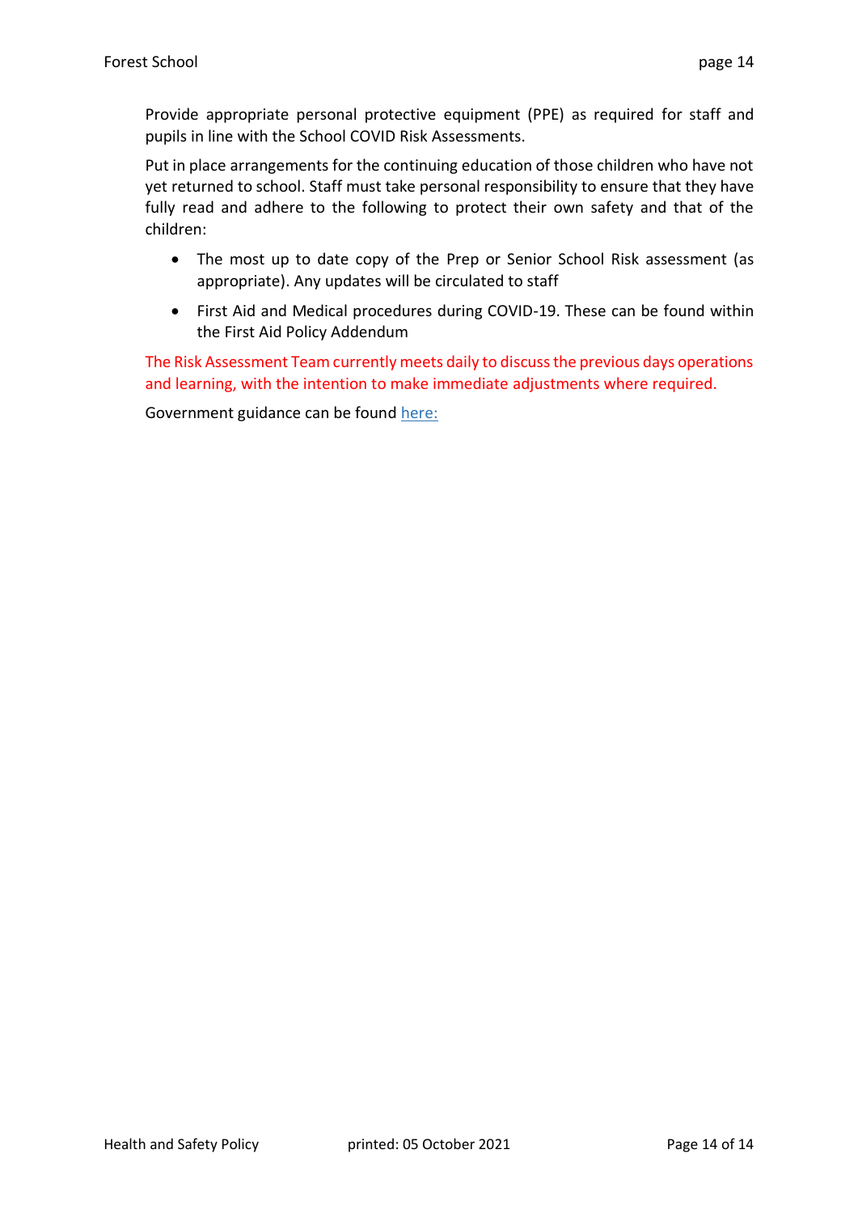Provide appropriate personal protective equipment (PPE) as required for staff and pupils in line with the School COVID Risk Assessments.

Put in place arrangements for the continuing education of those children who have not yet returned to school. Staff must take personal responsibility to ensure that they have fully read and adhere to the following to protect their own safety and that of the children:

- The most up to date copy of the Prep or Senior School Risk assessment (as appropriate). Any updates will be circulated to staff
- First Aid and Medical procedures during COVID-19. These can be found within the First Aid Policy Addendum

The Risk Assessment Team currently meets daily to discuss the previous days operations and learning, with the intention to make immediate adjustments where required.

Government guidance can be found here: